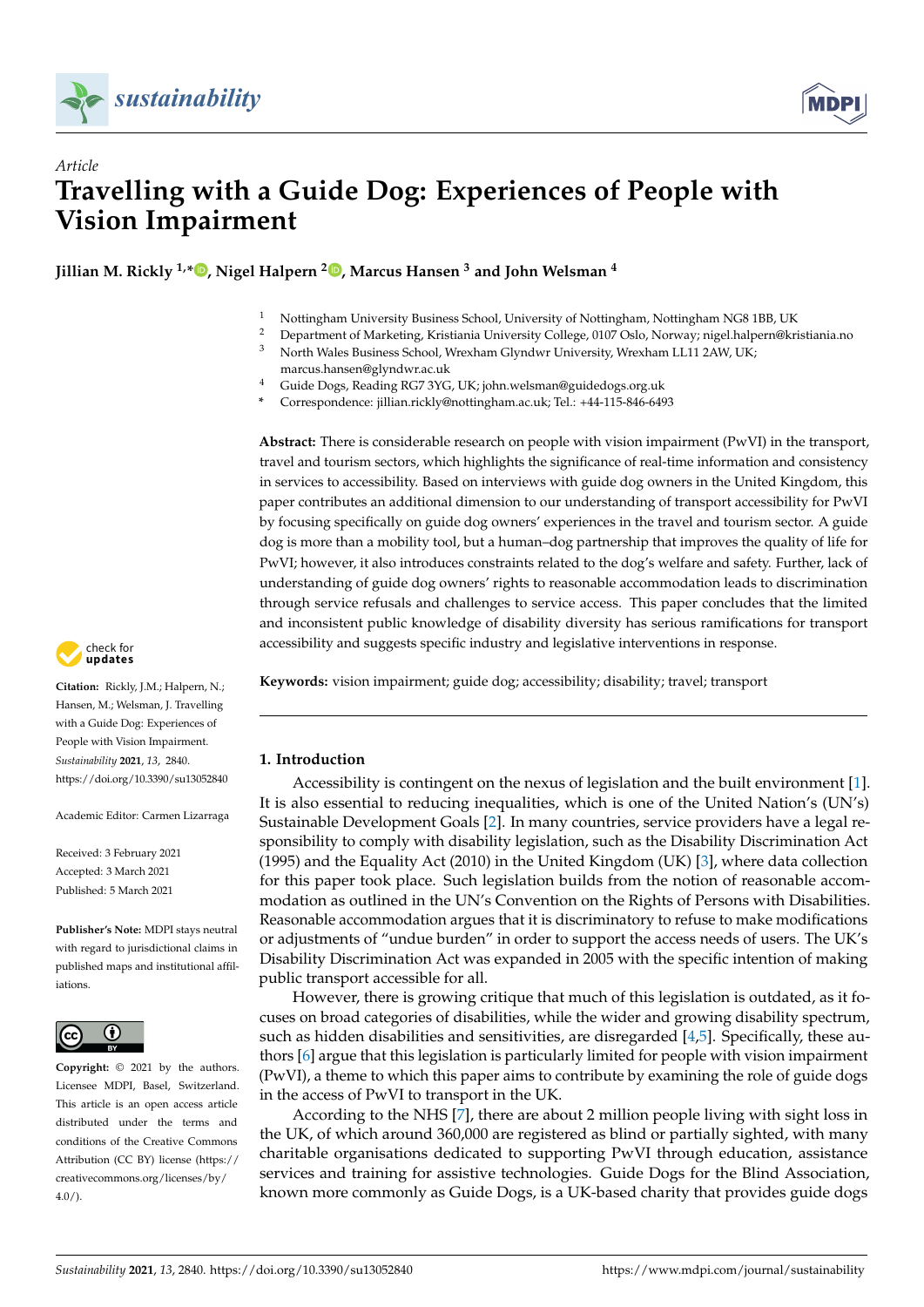*Article*

# Travelling with a Guide Dog: Experiences of People with Vision Impairment

**Jillian M. Rickly [1,*], Nigel Halpern [2], Marcus Hansen [3] and John Welsman [4]**

[1] Nottingham University Business School, University of Nottingham, Nottingham NG8 1BB, UK
[2] Department of Marketing, Kristiania University College, 0107 Oslo, Norway; nigel.halpern@kristiania.no
[3] North Wales Business School, Wrexham Glyndwr University, Wrexham LL11 2AW, UK; marcus.hansen@glyndwr.ac.uk
[4] Guide Dogs, Reading RG7 3YG, UK; john.welsman@guidedogs.org.uk
[*] Correspondence: jillian.rickly@nottingham.ac.uk; Tel.: +44-115-846-6493

**Abstract:** There is considerable research on people with vision impairment (PwVI) in the transport, travel and tourism sectors, which highlights the significance of real-time information and consistency in services to accessibility. Based on interviews with guide dog owners in the United Kingdom, this paper contributes an additional dimension to our understanding of transport accessibility for PwVI by focusing specifically on guide dog owners' experiences in the travel and tourism sector. A guide dog is more than a mobility tool, but a human–dog partnership that improves the quality of life for PwVI; however, it also introduces constraints related to the dog's welfare and safety. Further, lack of understanding of guide dog owners' rights to reasonable accommodation leads to discrimination through service refusals and challenges to service access. This paper concludes that the limited and inconsistent public knowledge of disability diversity has serious ramifications for transport accessibility and suggests specific industry and legislative interventions in response.

**Keywords:** vision impairment; guide dog; accessibility; disability; travel; transport

**Citation:** Rickly, J.M.; Halpern, N.; Hansen, M.; Welsman, J. Travelling with a Guide Dog: Experiences of People with Vision Impairment. *Sustainability* **2021**, *13*, 2840. https://doi.org/10.3390/su13052840

Academic Editor: Carmen Lizarraga

Received: 3 February 2021
Accepted: 3 March 2021
Published: 5 March 2021

**Publisher's Note:** MDPI stays neutral with regard to jurisdictional claims in published maps and institutional affiliations.

**Copyright:** © 2021 by the authors. Licensee MDPI, Basel, Switzerland. This article is an open access article distributed under the terms and conditions of the Creative Commons Attribution (CC BY) license (https://creativecommons.org/licenses/by/4.0/).

## 1. Introduction

Accessibility is contingent on the nexus of legislation and the built environment [1]. It is also essential to reducing inequalities, which is one of the United Nation's (UN's) Sustainable Development Goals [2]. In many countries, service providers have a legal responsibility to comply with disability legislation, such as the Disability Discrimination Act (1995) and the Equality Act (2010) in the United Kingdom (UK) [3], where data collection for this paper took place. Such legislation builds from the notion of reasonable accommodation as outlined in the UN's Convention on the Rights of Persons with Disabilities. Reasonable accommodation argues that it is discriminatory to refuse to make modifications or adjustments of "undue burden" in order to support the access needs of users. The UK's Disability Discrimination Act was expanded in 2005 with the specific intention of making public transport accessible for all.

However, there is growing critique that much of this legislation is outdated, as it focuses on broad categories of disabilities, while the wider and growing disability spectrum, such as hidden disabilities and sensitivities, are disregarded [4,5]. Specifically, these authors [6] argue that this legislation is particularly limited for people with vision impairment (PwVI), a theme to which this paper aims to contribute by examining the role of guide dogs in the access of PwVI to transport in the UK.

According to the NHS [7], there are about 2 million people living with sight loss in the UK, of which around 360,000 are registered as blind or partially sighted, with many charitable organisations dedicated to supporting PwVI through education, assistance services and training for assistive technologies. Guide Dogs for the Blind Association, known more commonly as Guide Dogs, is a UK-based charity that provides guide dogs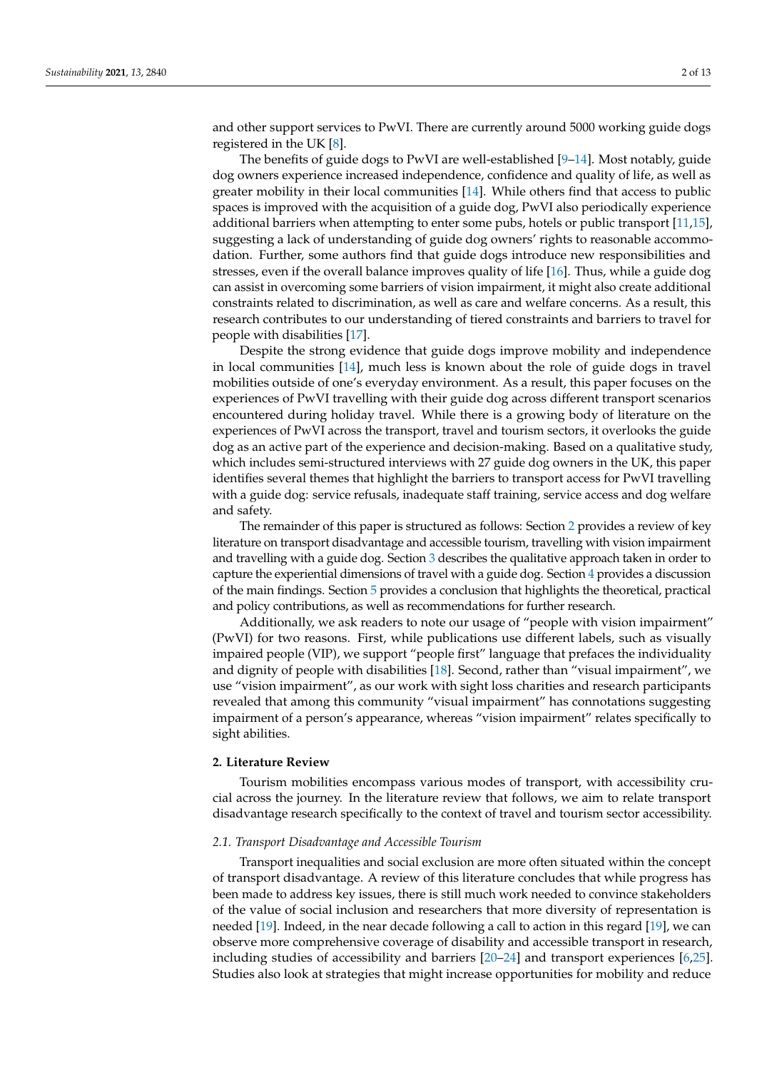and other support services to PwVI. There are currently around 5000 working guide dogs registered in the UK [8].

The benefits of guide dogs to PwVI are well-established [9–14]. Most notably, guide dog owners experience increased independence, confidence and quality of life, as well as greater mobility in their local communities [14]. While others find that access to public spaces is improved with the acquisition of a guide dog, PwVI also periodically experience additional barriers when attempting to enter some pubs, hotels or public transport [11,15], suggesting a lack of understanding of guide dog owners' rights to reasonable accommodation. Further, some authors find that guide dogs introduce new responsibilities and stresses, even if the overall balance improves quality of life [16]. Thus, while a guide dog can assist in overcoming some barriers of vision impairment, it might also create additional constraints related to discrimination, as well as care and welfare concerns. As a result, this research contributes to our understanding of tiered constraints and barriers to travel for people with disabilities [17].

Despite the strong evidence that guide dogs improve mobility and independence in local communities [14], much less is known about the role of guide dogs in travel mobilities outside of one's everyday environment. As a result, this paper focuses on the experiences of PwVI travelling with their guide dog across different transport scenarios encountered during holiday travel. While there is a growing body of literature on the experiences of PwVI across the transport, travel and tourism sectors, it overlooks the guide dog as an active part of the experience and decision-making. Based on a qualitative study, which includes semi-structured interviews with 27 guide dog owners in the UK, this paper identifies several themes that highlight the barriers to transport access for PwVI travelling with a guide dog: service refusals, inadequate staff training, service access and dog welfare and safety.

The remainder of this paper is structured as follows: Section 2 provides a review of key literature on transport disadvantage and accessible tourism, travelling with vision impairment and travelling with a guide dog. Section 3 describes the qualitative approach taken in order to capture the experiential dimensions of travel with a guide dog. Section 4 provides a discussion of the main findings. Section 5 provides a conclusion that highlights the theoretical, practical and policy contributions, as well as recommendations for further research.

Additionally, we ask readers to note our usage of "people with vision impairment" (PwVI) for two reasons. First, while publications use different labels, such as visually impaired people (VIP), we support "people first" language that prefaces the individuality and dignity of people with disabilities [18]. Second, rather than "visual impairment", we use "vision impairment", as our work with sight loss charities and research participants revealed that among this community "visual impairment" has connotations suggesting impairment of a person's appearance, whereas "vision impairment" relates specifically to sight abilities.

## 2. Literature Review

Tourism mobilities encompass various modes of transport, with accessibility crucial across the journey. In the literature review that follows, we aim to relate transport disadvantage research specifically to the context of travel and tourism sector accessibility.

### *2.1. Transport Disadvantage and Accessible Tourism*

Transport inequalities and social exclusion are more often situated within the concept of transport disadvantage. A review of this literature concludes that while progress has been made to address key issues, there is still much work needed to convince stakeholders of the value of social inclusion and researchers that more diversity of representation is needed [19]. Indeed, in the near decade following a call to action in this regard [19], we can observe more comprehensive coverage of disability and accessible transport in research, including studies of accessibility and barriers [20–24] and transport experiences [6,25]. Studies also look at strategies that might increase opportunities for mobility and reduce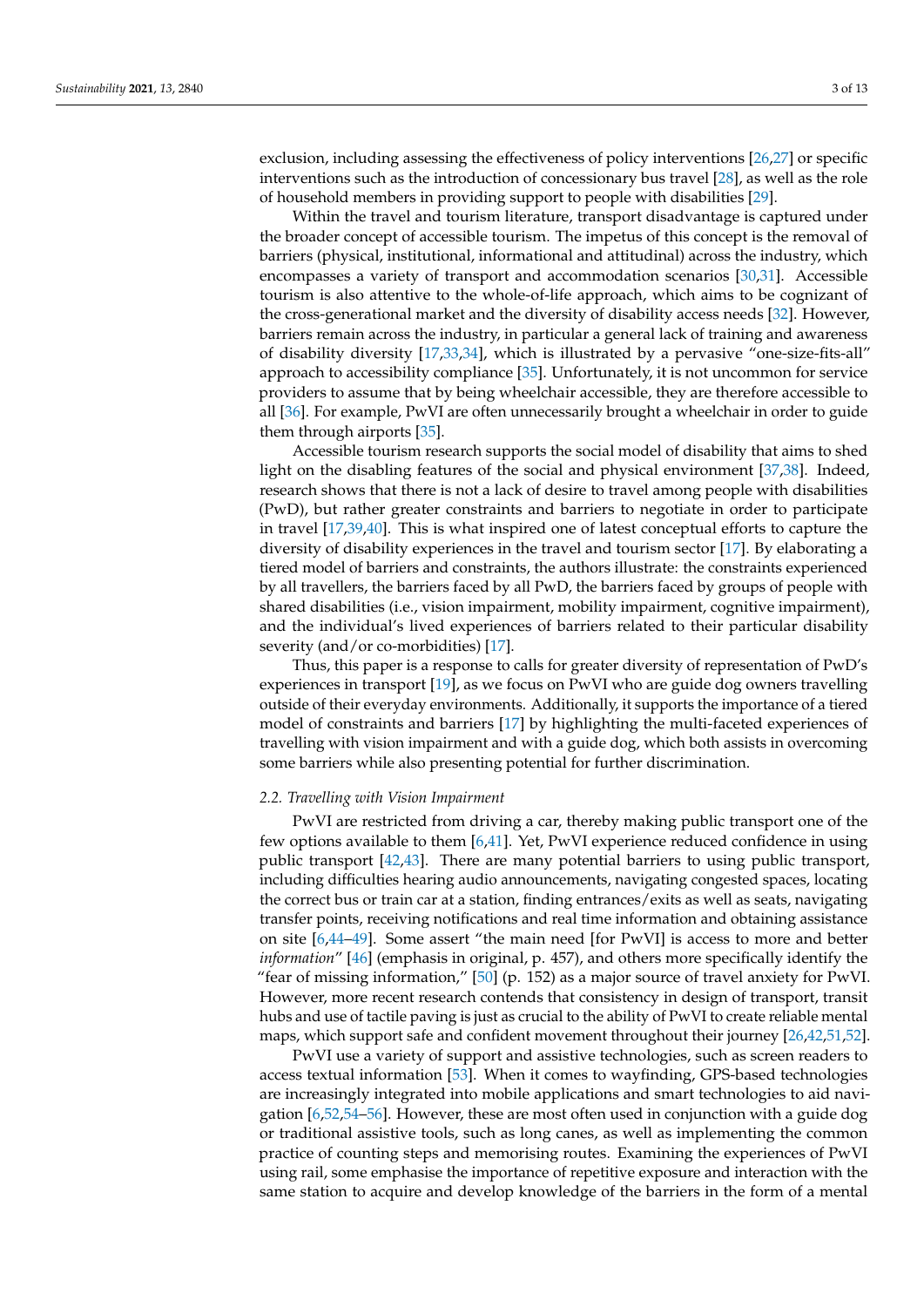exclusion, including assessing the effectiveness of policy interventions [26,27] or specific interventions such as the introduction of concessionary bus travel [28], as well as the role of household members in providing support to people with disabilities [29].

Within the travel and tourism literature, transport disadvantage is captured under the broader concept of accessible tourism. The impetus of this concept is the removal of barriers (physical, institutional, informational and attitudinal) across the industry, which encompasses a variety of transport and accommodation scenarios [30,31]. Accessible tourism is also attentive to the whole-of-life approach, which aims to be cognizant of the cross-generational market and the diversity of disability access needs [32]. However, barriers remain across the industry, in particular a general lack of training and awareness of disability diversity [17,33,34], which is illustrated by a pervasive "one-size-fits-all" approach to accessibility compliance [35]. Unfortunately, it is not uncommon for service providers to assume that by being wheelchair accessible, they are therefore accessible to all [36]. For example, PwVI are often unnecessarily brought a wheelchair in order to guide them through airports [35].

Accessible tourism research supports the social model of disability that aims to shed light on the disabling features of the social and physical environment [37,38]. Indeed, research shows that there is not a lack of desire to travel among people with disabilities (PwD), but rather greater constraints and barriers to negotiate in order to participate in travel [17,39,40]. This is what inspired one of latest conceptual efforts to capture the diversity of disability experiences in the travel and tourism sector [17]. By elaborating a tiered model of barriers and constraints, the authors illustrate: the constraints experienced by all travellers, the barriers faced by all PwD, the barriers faced by groups of people with shared disabilities (i.e., vision impairment, mobility impairment, cognitive impairment), and the individual's lived experiences of barriers related to their particular disability severity (and/or co-morbidities) [17].

Thus, this paper is a response to calls for greater diversity of representation of PwD's experiences in transport [19], as we focus on PwVI who are guide dog owners travelling outside of their everyday environments. Additionally, it supports the importance of a tiered model of constraints and barriers [17] by highlighting the multi-faceted experiences of travelling with vision impairment and with a guide dog, which both assists in overcoming some barriers while also presenting potential for further discrimination.

### 2.2. Travelling with Vision Impairment

PwVI are restricted from driving a car, thereby making public transport one of the few options available to them [6,41]. Yet, PwVI experience reduced confidence in using public transport [42,43]. There are many potential barriers to using public transport, including difficulties hearing audio announcements, navigating congested spaces, locating the correct bus or train car at a station, finding entrances/exits as well as seats, navigating transfer points, receiving notifications and real time information and obtaining assistance on site [6,44–49]. Some assert "the main need [for PwVI] is access to more and better *information*" [46] (emphasis in original, p. 457), and others more specifically identify the "fear of missing information," [50] (p. 152) as a major source of travel anxiety for PwVI. However, more recent research contends that consistency in design of transport, transit hubs and use of tactile paving is just as crucial to the ability of PwVI to create reliable mental maps, which support safe and confident movement throughout their journey [26,42,51,52].

PwVI use a variety of support and assistive technologies, such as screen readers to access textual information [53]. When it comes to wayfinding, GPS-based technologies are increasingly integrated into mobile applications and smart technologies to aid navigation [6,52,54–56]. However, these are most often used in conjunction with a guide dog or traditional assistive tools, such as long canes, as well as implementing the common practice of counting steps and memorising routes. Examining the experiences of PwVI using rail, some emphasise the importance of repetitive exposure and interaction with the same station to acquire and develop knowledge of the barriers in the form of a mental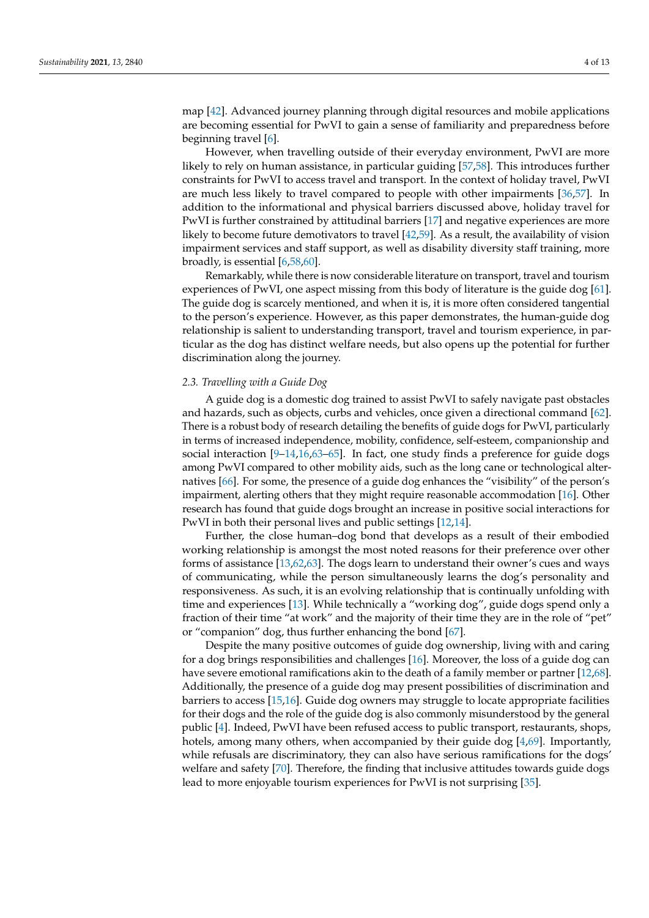map [42]. Advanced journey planning through digital resources and mobile applications are becoming essential for PwVI to gain a sense of familiarity and preparedness before beginning travel [6].

However, when travelling outside of their everyday environment, PwVI are more likely to rely on human assistance, in particular guiding [57,58]. This introduces further constraints for PwVI to access travel and transport. In the context of holiday travel, PwVI are much less likely to travel compared to people with other impairments [36,57]. In addition to the informational and physical barriers discussed above, holiday travel for PwVI is further constrained by attitudinal barriers [17] and negative experiences are more likely to become future demotivators to travel [42,59]. As a result, the availability of vision impairment services and staff support, as well as disability diversity staff training, more broadly, is essential [6,58,60].

Remarkably, while there is now considerable literature on transport, travel and tourism experiences of PwVI, one aspect missing from this body of literature is the guide dog [61]. The guide dog is scarcely mentioned, and when it is, it is more often considered tangential to the person's experience. However, as this paper demonstrates, the human-guide dog relationship is salient to understanding transport, travel and tourism experience, in particular as the dog has distinct welfare needs, but also opens up the potential for further discrimination along the journey.

### *2.3. Travelling with a Guide Dog*

A guide dog is a domestic dog trained to assist PwVI to safely navigate past obstacles and hazards, such as objects, curbs and vehicles, once given a directional command [62]. There is a robust body of research detailing the benefits of guide dogs for PwVI, particularly in terms of increased independence, mobility, confidence, self-esteem, companionship and social interaction [9–14,16,63–65]. In fact, one study finds a preference for guide dogs among PwVI compared to other mobility aids, such as the long cane or technological alternatives [66]. For some, the presence of a guide dog enhances the "visibility" of the person's impairment, alerting others that they might require reasonable accommodation [16]. Other research has found that guide dogs brought an increase in positive social interactions for PwVI in both their personal lives and public settings [12,14].

Further, the close human–dog bond that develops as a result of their embodied working relationship is amongst the most noted reasons for their preference over other forms of assistance [13,62,63]. The dogs learn to understand their owner's cues and ways of communicating, while the person simultaneously learns the dog's personality and responsiveness. As such, it is an evolving relationship that is continually unfolding with time and experiences [13]. While technically a "working dog", guide dogs spend only a fraction of their time "at work" and the majority of their time they are in the role of "pet" or "companion" dog, thus further enhancing the bond [67].

Despite the many positive outcomes of guide dog ownership, living with and caring for a dog brings responsibilities and challenges [16]. Moreover, the loss of a guide dog can have severe emotional ramifications akin to the death of a family member or partner [12,68]. Additionally, the presence of a guide dog may present possibilities of discrimination and barriers to access [15,16]. Guide dog owners may struggle to locate appropriate facilities for their dogs and the role of the guide dog is also commonly misunderstood by the general public [4]. Indeed, PwVI have been refused access to public transport, restaurants, shops, hotels, among many others, when accompanied by their guide dog [4,69]. Importantly, while refusals are discriminatory, they can also have serious ramifications for the dogs' welfare and safety [70]. Therefore, the finding that inclusive attitudes towards guide dogs lead to more enjoyable tourism experiences for PwVI is not surprising [35].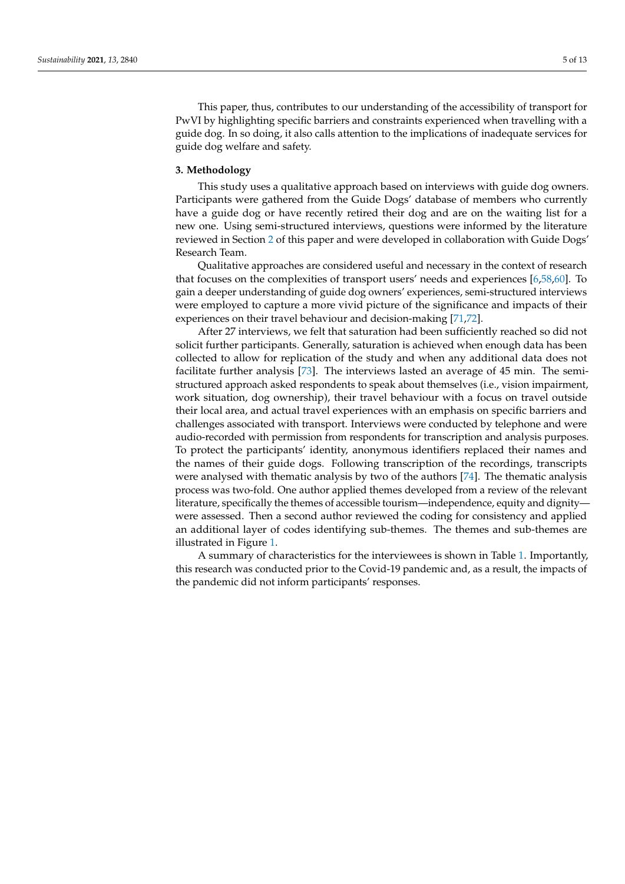This paper, thus, contributes to our understanding of the accessibility of transport for PwVI by highlighting specific barriers and constraints experienced when travelling with a guide dog. In so doing, it also calls attention to the implications of inadequate services for guide dog welfare and safety.

## 3. Methodology

This study uses a qualitative approach based on interviews with guide dog owners. Participants were gathered from the Guide Dogs' database of members who currently have a guide dog or have recently retired their dog and are on the waiting list for a new one. Using semi-structured interviews, questions were informed by the literature reviewed in Section 2 of this paper and were developed in collaboration with Guide Dogs' Research Team.

Qualitative approaches are considered useful and necessary in the context of research that focuses on the complexities of transport users' needs and experiences [6,58,60]. To gain a deeper understanding of guide dog owners' experiences, semi-structured interviews were employed to capture a more vivid picture of the significance and impacts of their experiences on their travel behaviour and decision-making [71,72].

After 27 interviews, we felt that saturation had been sufficiently reached so did not solicit further participants. Generally, saturation is achieved when enough data has been collected to allow for replication of the study and when any additional data does not facilitate further analysis [73]. The interviews lasted an average of 45 min. The semi-structured approach asked respondents to speak about themselves (i.e., vision impairment, work situation, dog ownership), their travel behaviour with a focus on travel outside their local area, and actual travel experiences with an emphasis on specific barriers and challenges associated with transport. Interviews were conducted by telephone and were audio-recorded with permission from respondents for transcription and analysis purposes. To protect the participants' identity, anonymous identifiers replaced their names and the names of their guide dogs. Following transcription of the recordings, transcripts were analysed with thematic analysis by two of the authors [74]. The thematic analysis process was two-fold. One author applied themes developed from a review of the relevant literature, specifically the themes of accessible tourism—independence, equity and dignity—were assessed. Then a second author reviewed the coding for consistency and applied an additional layer of codes identifying sub-themes. The themes and sub-themes are illustrated in Figure 1.

A summary of characteristics for the interviewees is shown in Table 1. Importantly, this research was conducted prior to the Covid-19 pandemic and, as a result, the impacts of the pandemic did not inform participants' responses.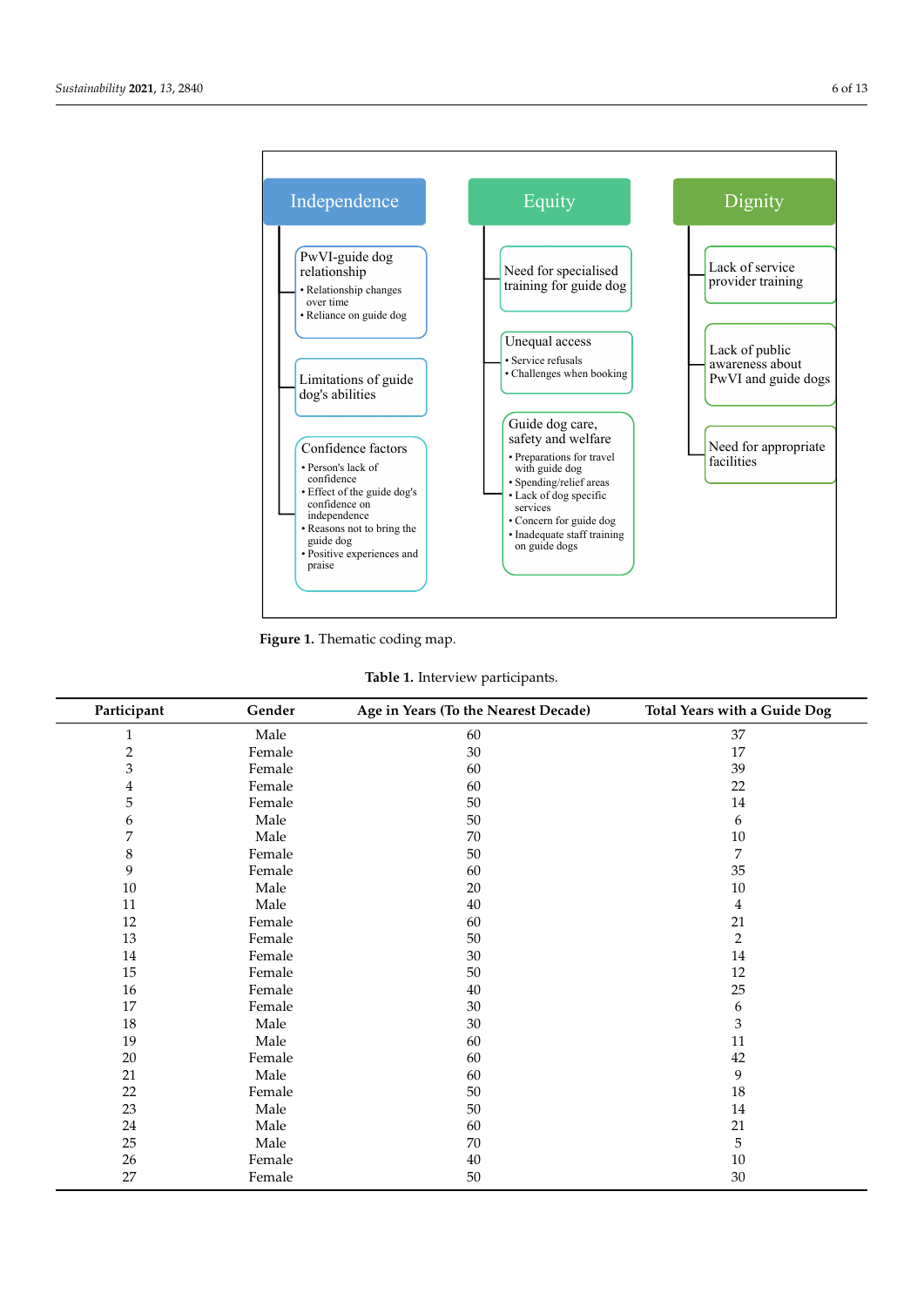Independence

PwVI-guide dog relationship
- Relationship changes over time
- Reliance on guide dog

Limitations of guide dog's abilities

Confidence factors
- Person's lack of confidence
- Effect of the guide dog's confidence on independence
- Reasons not to bring the guide dog
- Positive experiences and praise

Equity

Need for specialised training for guide dog

Unequal access
- Service refusals
- Challenges when booking

Guide dog care, safety and welfare
- Preparations for travel with guide dog
- Spending/relief areas
- Lack of dog specific services
- Concern for guide dog
- Inadequate staff training on guide dogs

Dignity

Lack of service provider training

Lack of public awareness about PwVI and guide dogs

Need for appropriate facilities

**Figure 1.** Thematic coding map.

**Table 1.** Interview participants.

| Participant | Gender | Age in Years (To the Nearest Decade) | Total Years with a Guide Dog |
|---|---|---|---|
| 1 | Male | 60 | 37 |
| 2 | Female | 30 | 17 |
| 3 | Female | 60 | 39 |
| 4 | Female | 60 | 22 |
| 5 | Female | 50 | 14 |
| 6 | Male | 50 | 6 |
| 7 | Male | 70 | 10 |
| 8 | Female | 50 | 7 |
| 9 | Female | 60 | 35 |
| 10 | Male | 20 | 10 |
| 11 | Male | 40 | 4 |
| 12 | Female | 60 | 21 |
| 13 | Female | 50 | 2 |
| 14 | Female | 30 | 14 |
| 15 | Female | 50 | 12 |
| 16 | Female | 40 | 25 |
| 17 | Female | 30 | 6 |
| 18 | Male | 30 | 3 |
| 19 | Male | 60 | 11 |
| 20 | Female | 60 | 42 |
| 21 | Male | 60 | 9 |
| 22 | Female | 50 | 18 |
| 23 | Male | 50 | 14 |
| 24 | Male | 60 | 21 |
| 25 | Male | 70 | 5 |
| 26 | Female | 40 | 10 |
| 27 | Female | 50 | 30 |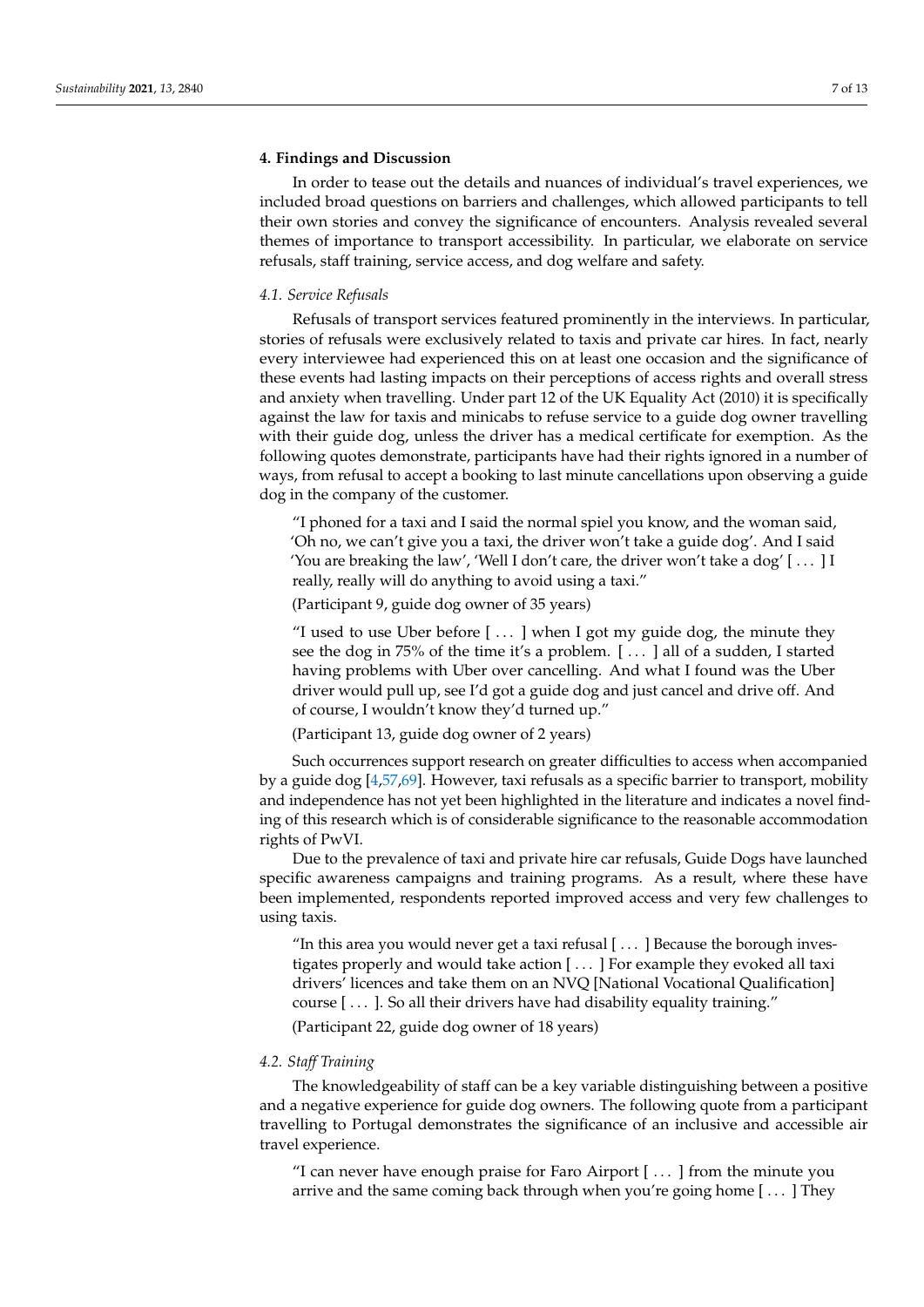## 4. Findings and Discussion

In order to tease out the details and nuances of individual's travel experiences, we included broad questions on barriers and challenges, which allowed participants to tell their own stories and convey the significance of encounters. Analysis revealed several themes of importance to transport accessibility. In particular, we elaborate on service refusals, staff training, service access, and dog welfare and safety.

### 4.1. Service Refusals

Refusals of transport services featured prominently in the interviews. In particular, stories of refusals were exclusively related to taxis and private car hires. In fact, nearly every interviewee had experienced this on at least one occasion and the significance of these events had lasting impacts on their perceptions of access rights and overall stress and anxiety when travelling. Under part 12 of the UK Equality Act (2010) it is specifically against the law for taxis and minicabs to refuse service to a guide dog owner travelling with their guide dog, unless the driver has a medical certificate for exemption. As the following quotes demonstrate, participants have had their rights ignored in a number of ways, from refusal to accept a booking to last minute cancellations upon observing a guide dog in the company of the customer.

> "I phoned for a taxi and I said the normal spiel you know, and the woman said, 'Oh no, we can't give you a taxi, the driver won't take a guide dog'. And I said 'You are breaking the law', 'Well I don't care, the driver won't take a dog' [ . . . ] I really, really will do anything to avoid using a taxi."
>
> (Participant 9, guide dog owner of 35 years)

> "I used to use Uber before [ . . . ] when I got my guide dog, the minute they see the dog in 75% of the time it's a problem. [ . . . ] all of a sudden, I started having problems with Uber over cancelling. And what I found was the Uber driver would pull up, see I'd got a guide dog and just cancel and drive off. And of course, I wouldn't know they'd turned up."
>
> (Participant 13, guide dog owner of 2 years)

Such occurrences support research on greater difficulties to access when accompanied by a guide dog [4,57,69]. However, taxi refusals as a specific barrier to transport, mobility and independence has not yet been highlighted in the literature and indicates a novel finding of this research which is of considerable significance to the reasonable accommodation rights of PwVI.

Due to the prevalence of taxi and private hire car refusals, Guide Dogs have launched specific awareness campaigns and training programs. As a result, where these have been implemented, respondents reported improved access and very few challenges to using taxis.

> "In this area you would never get a taxi refusal [ . . . ] Because the borough investigates properly and would take action [ . . . ] For example they evoked all taxi drivers' licences and take them on an NVQ [National Vocational Qualification] course [ . . . ]. So all their drivers have had disability equality training."
>
> (Participant 22, guide dog owner of 18 years)

### 4.2. Staff Training

The knowledgeability of staff can be a key variable distinguishing between a positive and a negative experience for guide dog owners. The following quote from a participant travelling to Portugal demonstrates the significance of an inclusive and accessible air travel experience.

> "I can never have enough praise for Faro Airport [ . . . ] from the minute you arrive and the same coming back through when you're going home [ . . . ] They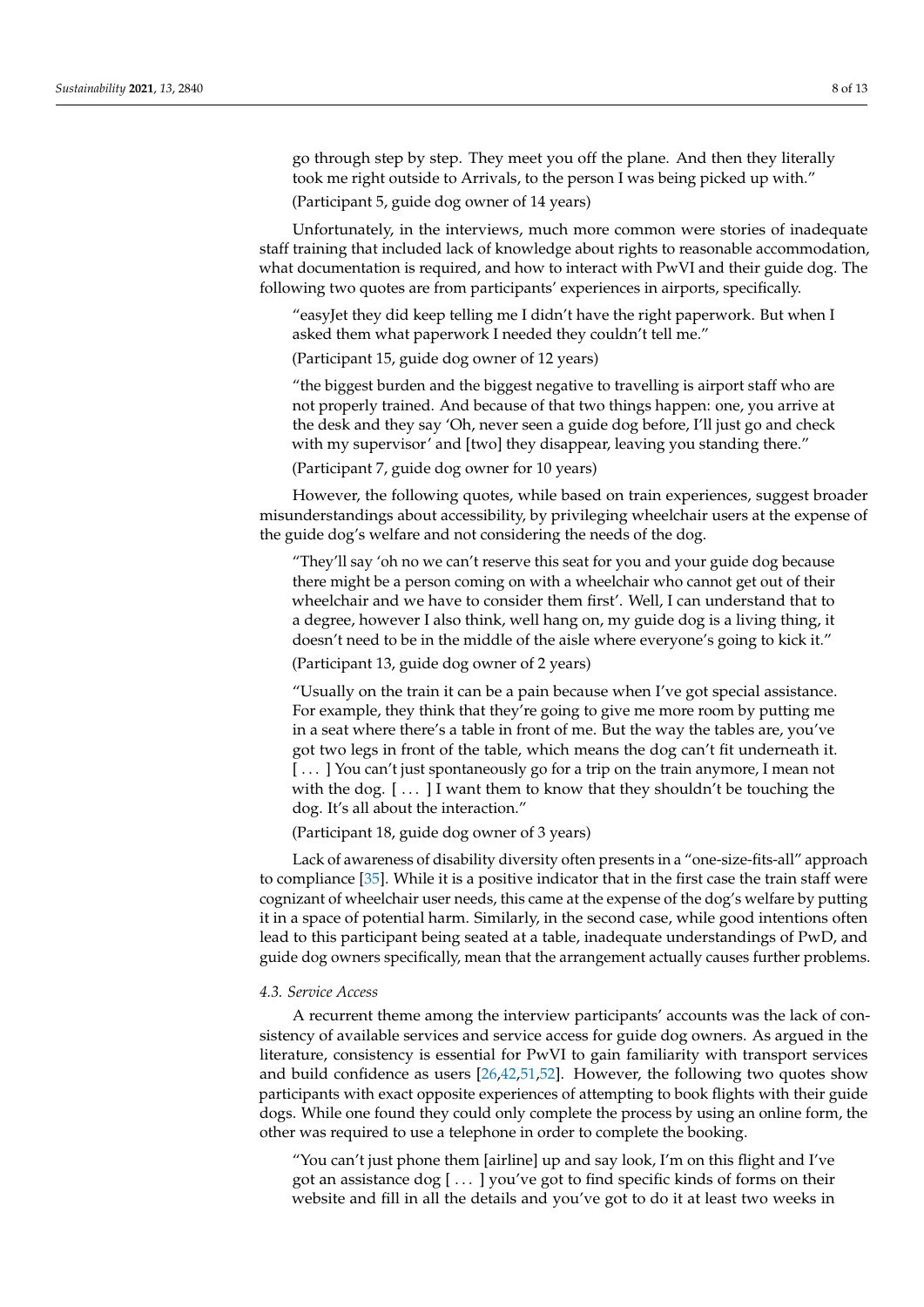go through step by step. They meet you off the plane. And then they literally took me right outside to Arrivals, to the person I was being picked up with."

(Participant 5, guide dog owner of 14 years)

Unfortunately, in the interviews, much more common were stories of inadequate staff training that included lack of knowledge about rights to reasonable accommodation, what documentation is required, and how to interact with PwVI and their guide dog. The following two quotes are from participants' experiences in airports, specifically.

> "easyJet they did keep telling me I didn't have the right paperwork. But when I asked them what paperwork I needed they couldn't tell me."
>
> (Participant 15, guide dog owner of 12 years)

> "the biggest burden and the biggest negative to travelling is airport staff who are not properly trained. And because of that two things happen: one, you arrive at the desk and they say 'Oh, never seen a guide dog before, I'll just go and check with my supervisor' and [two] they disappear, leaving you standing there."
>
> (Participant 7, guide dog owner for 10 years)

However, the following quotes, while based on train experiences, suggest broader misunderstandings about accessibility, by privileging wheelchair users at the expense of the guide dog's welfare and not considering the needs of the dog.

> "They'll say 'oh no we can't reserve this seat for you and your guide dog because there might be a person coming on with a wheelchair who cannot get out of their wheelchair and we have to consider them first'. Well, I can understand that to a degree, however I also think, well hang on, my guide dog is a living thing, it doesn't need to be in the middle of the aisle where everyone's going to kick it."
>
> (Participant 13, guide dog owner of 2 years)

> "Usually on the train it can be a pain because when I've got special assistance. For example, they think that they're going to give me more room by putting me in a seat where there's a table in front of me. But the way the tables are, you've got two legs in front of the table, which means the dog can't fit underneath it. [ . . . ] You can't just spontaneously go for a trip on the train anymore, I mean not with the dog. [ . . . ] I want them to know that they shouldn't be touching the dog. It's all about the interaction."
>
> (Participant 18, guide dog owner of 3 years)

Lack of awareness of disability diversity often presents in a "one-size-fits-all" approach to compliance [35]. While it is a positive indicator that in the first case the train staff were cognizant of wheelchair user needs, this came at the expense of the dog's welfare by putting it in a space of potential harm. Similarly, in the second case, while good intentions often lead to this participant being seated at a table, inadequate understandings of PwD, and guide dog owners specifically, mean that the arrangement actually causes further problems.

### *4.3. Service Access*

A recurrent theme among the interview participants' accounts was the lack of consistency of available services and service access for guide dog owners. As argued in the literature, consistency is essential for PwVI to gain familiarity with transport services and build confidence as users [26,42,51,52]. However, the following two quotes show participants with exact opposite experiences of attempting to book flights with their guide dogs. While one found they could only complete the process by using an online form, the other was required to use a telephone in order to complete the booking.

> "You can't just phone them [airline] up and say look, I'm on this flight and I've got an assistance dog [ . . . ] you've got to find specific kinds of forms on their website and fill in all the details and you've got to do it at least two weeks in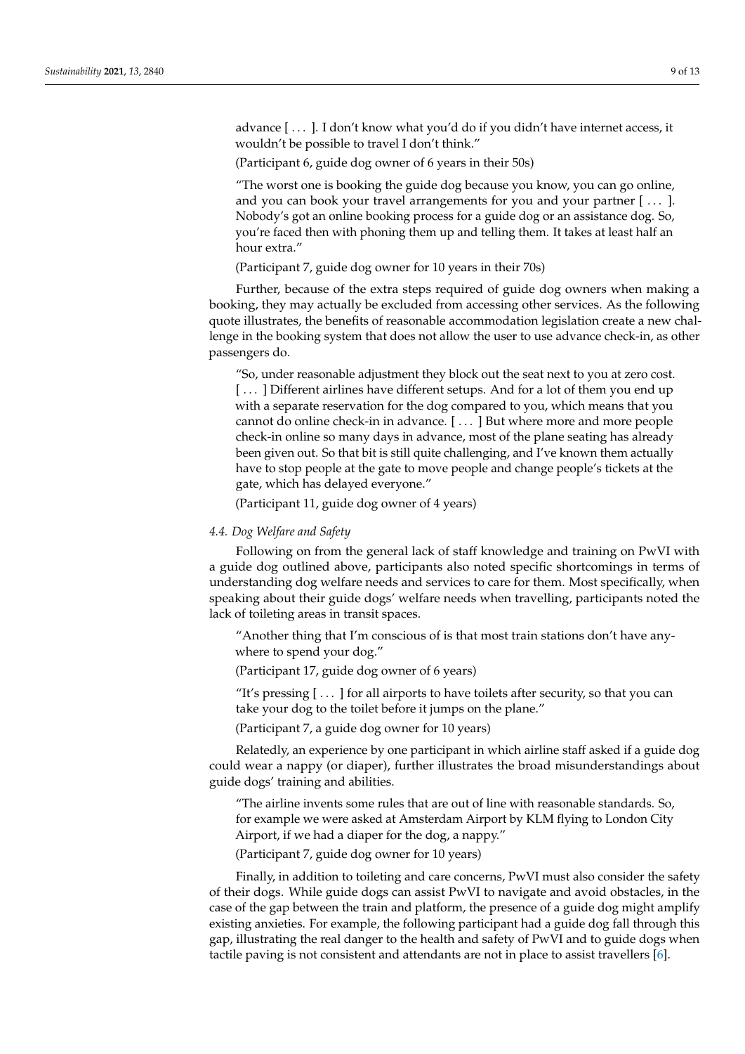advance [ . . . ]. I don't know what you'd do if you didn't have internet access, it wouldn't be possible to travel I don't think."

(Participant 6, guide dog owner of 6 years in their 50s)

"The worst one is booking the guide dog because you know, you can go online, and you can book your travel arrangements for you and your partner [ . . . ]. Nobody's got an online booking process for a guide dog or an assistance dog. So, you're faced then with phoning them up and telling them. It takes at least half an hour extra."

(Participant 7, guide dog owner for 10 years in their 70s)

Further, because of the extra steps required of guide dog owners when making a booking, they may actually be excluded from accessing other services. As the following quote illustrates, the benefits of reasonable accommodation legislation create a new challenge in the booking system that does not allow the user to use advance check-in, as other passengers do.

"So, under reasonable adjustment they block out the seat next to you at zero cost. [ . . . ] Different airlines have different setups. And for a lot of them you end up with a separate reservation for the dog compared to you, which means that you cannot do online check-in in advance. [ . . . ] But where more and more people check-in online so many days in advance, most of the plane seating has already been given out. So that bit is still quite challenging, and I've known them actually have to stop people at the gate to move people and change people's tickets at the gate, which has delayed everyone."

(Participant 11, guide dog owner of 4 years)

### *4.4. Dog Welfare and Safety*

Following on from the general lack of staff knowledge and training on PwVI with a guide dog outlined above, participants also noted specific shortcomings in terms of understanding dog welfare needs and services to care for them. Most specifically, when speaking about their guide dogs' welfare needs when travelling, participants noted the lack of toileting areas in transit spaces.

"Another thing that I'm conscious of is that most train stations don't have anywhere to spend your dog."

(Participant 17, guide dog owner of 6 years)

"It's pressing [ . . . ] for all airports to have toilets after security, so that you can take your dog to the toilet before it jumps on the plane."

(Participant 7, a guide dog owner for 10 years)

Relatedly, an experience by one participant in which airline staff asked if a guide dog could wear a nappy (or diaper), further illustrates the broad misunderstandings about guide dogs' training and abilities.

"The airline invents some rules that are out of line with reasonable standards. So, for example we were asked at Amsterdam Airport by KLM flying to London City Airport, if we had a diaper for the dog, a nappy."

(Participant 7, guide dog owner for 10 years)

Finally, in addition to toileting and care concerns, PwVI must also consider the safety of their dogs. While guide dogs can assist PwVI to navigate and avoid obstacles, in the case of the gap between the train and platform, the presence of a guide dog might amplify existing anxieties. For example, the following participant had a guide dog fall through this gap, illustrating the real danger to the health and safety of PwVI and to guide dogs when tactile paving is not consistent and attendants are not in place to assist travellers [6].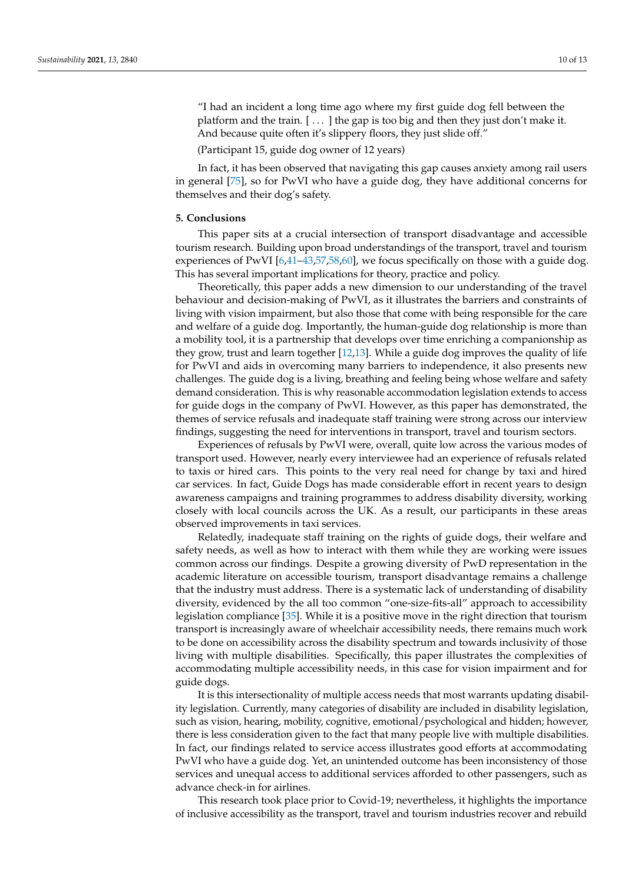> "I had an incident a long time ago where my first guide dog fell between the platform and the train. [ . . . ] the gap is too big and then they just don't make it. And because quite often it's slippery floors, they just slide off."
>
> (Participant 15, guide dog owner of 12 years)

In fact, it has been observed that navigating this gap causes anxiety among rail users in general [75], so for PwVI who have a guide dog, they have additional concerns for themselves and their dog's safety.

## 5. Conclusions

This paper sits at a crucial intersection of transport disadvantage and accessible tourism research. Building upon broad understandings of the transport, travel and tourism experiences of PwVI [6,41–43,57,58,60], we focus specifically on those with a guide dog. This has several important implications for theory, practice and policy.

Theoretically, this paper adds a new dimension to our understanding of the travel behaviour and decision-making of PwVI, as it illustrates the barriers and constraints of living with vision impairment, but also those that come with being responsible for the care and welfare of a guide dog. Importantly, the human-guide dog relationship is more than a mobility tool, it is a partnership that develops over time enriching a companionship as they grow, trust and learn together [12,13]. While a guide dog improves the quality of life for PwVI and aids in overcoming many barriers to independence, it also presents new challenges. The guide dog is a living, breathing and feeling being whose welfare and safety demand consideration. This is why reasonable accommodation legislation extends to access for guide dogs in the company of PwVI. However, as this paper has demonstrated, the themes of service refusals and inadequate staff training were strong across our interview findings, suggesting the need for interventions in transport, travel and tourism sectors.

Experiences of refusals by PwVI were, overall, quite low across the various modes of transport used. However, nearly every interviewee had an experience of refusals related to taxis or hired cars. This points to the very real need for change by taxi and hired car services. In fact, Guide Dogs has made considerable effort in recent years to design awareness campaigns and training programmes to address disability diversity, working closely with local councils across the UK. As a result, our participants in these areas observed improvements in taxi services.

Relatedly, inadequate staff training on the rights of guide dogs, their welfare and safety needs, as well as how to interact with them while they are working were issues common across our findings. Despite a growing diversity of PwD representation in the academic literature on accessible tourism, transport disadvantage remains a challenge that the industry must address. There is a systematic lack of understanding of disability diversity, evidenced by the all too common "one-size-fits-all" approach to accessibility legislation compliance [35]. While it is a positive move in the right direction that tourism transport is increasingly aware of wheelchair accessibility needs, there remains much work to be done on accessibility across the disability spectrum and towards inclusivity of those living with multiple disabilities. Specifically, this paper illustrates the complexities of accommodating multiple accessibility needs, in this case for vision impairment and for guide dogs.

It is this intersectionality of multiple access needs that most warrants updating disability legislation. Currently, many categories of disability are included in disability legislation, such as vision, hearing, mobility, cognitive, emotional/psychological and hidden; however, there is less consideration given to the fact that many people live with multiple disabilities. In fact, our findings related to service access illustrates good efforts at accommodating PwVI who have a guide dog. Yet, an unintended outcome has been inconsistency of those services and unequal access to additional services afforded to other passengers, such as advance check-in for airlines.

This research took place prior to Covid-19; nevertheless, it highlights the importance of inclusive accessibility as the transport, travel and tourism industries recover and rebuild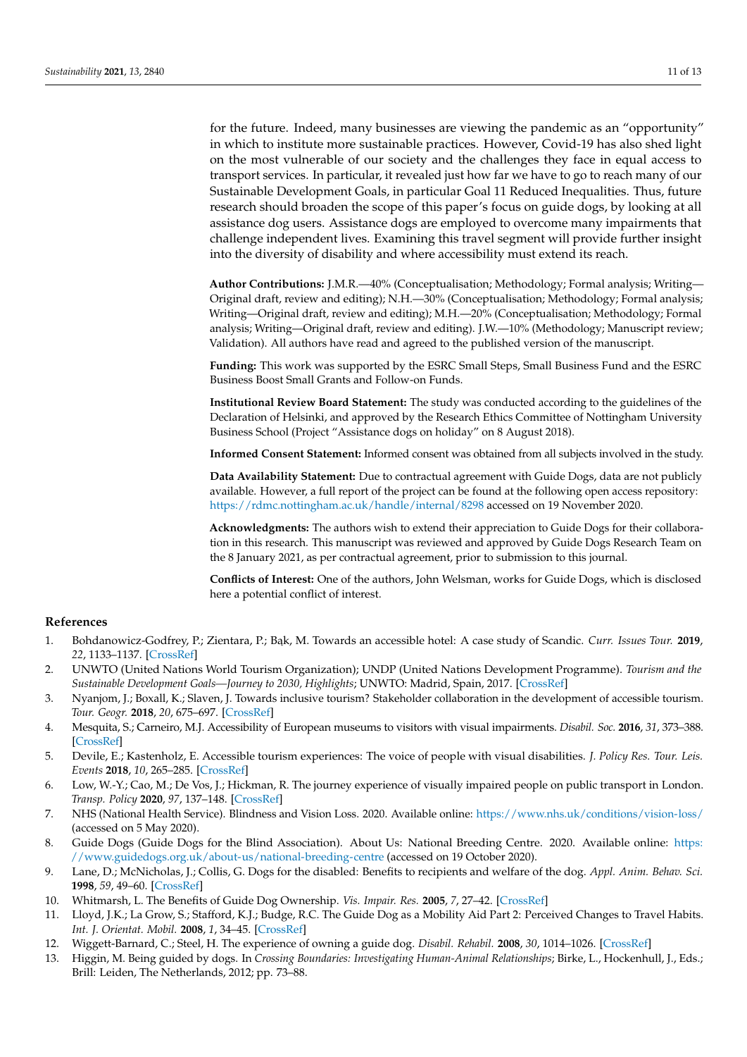for the future. Indeed, many businesses are viewing the pandemic as an "opportunity" in which to institute more sustainable practices. However, Covid-19 has also shed light on the most vulnerable of our society and the challenges they face in equal access to transport services. In particular, it revealed just how far we have to go to reach many of our Sustainable Development Goals, in particular Goal 11 Reduced Inequalities. Thus, future research should broaden the scope of this paper's focus on guide dogs, by looking at all assistance dog users. Assistance dogs are employed to overcome many impairments that challenge independent lives. Examining this travel segment will provide further insight into the diversity of disability and where accessibility must extend its reach.

**Author Contributions:** J.M.R.—40% (Conceptualisation; Methodology; Formal analysis; Writing—Original draft, review and editing); N.H.—30% (Conceptualisation; Methodology; Formal analysis; Writing—Original draft, review and editing); M.H.—20% (Conceptualisation; Methodology; Formal analysis; Writing—Original draft, review and editing). J.W.—10% (Methodology; Manuscript review; Validation). All authors have read and agreed to the published version of the manuscript.

**Funding:** This work was supported by the ESRC Small Steps, Small Business Fund and the ESRC Business Boost Small Grants and Follow-on Funds.

**Institutional Review Board Statement:** The study was conducted according to the guidelines of the Declaration of Helsinki, and approved by the Research Ethics Committee of Nottingham University Business School (Project "Assistance dogs on holiday" on 8 August 2018).

**Informed Consent Statement:** Informed consent was obtained from all subjects involved in the study.

**Data Availability Statement:** Due to contractual agreement with Guide Dogs, data are not publicly available. However, a full report of the project can be found at the following open access repository: https://rdmc.nottingham.ac.uk/handle/internal/8298 accessed on 19 November 2020.

**Acknowledgments:** The authors wish to extend their appreciation to Guide Dogs for their collaboration in this research. This manuscript was reviewed and approved by Guide Dogs Research Team on the 8 January 2021, as per contractual agreement, prior to submission to this journal.

**Conflicts of Interest:** One of the authors, John Welsman, works for Guide Dogs, which is disclosed here a potential conflict of interest.

## References

1. Bohdanowicz-Godfrey, P.; Zientara, P.; Bąk, M. Towards an accessible hotel: A case study of Scandic. *Curr. Issues Tour.* **2019**, *22*, 1133–1137. [CrossRef]
2. UNWTO (United Nations World Tourism Organization); UNDP (United Nations Development Programme). *Tourism and the Sustainable Development Goals—Journey to 2030, Highlights*; UNWTO: Madrid, Spain, 2017. [CrossRef]
3. Nyanjom, J.; Boxall, K.; Slaven, J. Towards inclusive tourism? Stakeholder collaboration in the development of accessible tourism. *Tour. Geogr.* **2018**, *20*, 675–697. [CrossRef]
4. Mesquita, S.; Carneiro, M.J. Accessibility of European museums to visitors with visual impairments. *Disabil. Soc.* **2016**, *31*, 373–388. [CrossRef]
5. Devile, E.; Kastenholz, E. Accessible tourism experiences: The voice of people with visual disabilities. *J. Policy Res. Tour. Leis. Events* **2018**, *10*, 265–285. [CrossRef]
6. Low, W.-Y.; Cao, M.; De Vos, J.; Hickman, R. The journey experience of visually impaired people on public transport in London. *Transp. Policy* **2020**, *97*, 137–148. [CrossRef]
7. NHS (National Health Service). Blindness and Vision Loss. 2020. Available online: https://www.nhs.uk/conditions/vision-loss/ (accessed on 5 May 2020).
8. Guide Dogs (Guide Dogs for the Blind Association). About Us: National Breeding Centre. 2020. Available online: https://www.guidedogs.org.uk/about-us/national-breeding-centre (accessed on 19 October 2020).
9. Lane, D.; McNicholas, J.; Collis, G. Dogs for the disabled: Benefits to recipients and welfare of the dog. *Appl. Anim. Behav. Sci.* **1998**, *59*, 49–60. [CrossRef]
10. Whitmarsh, L. The Benefits of Guide Dog Ownership. *Vis. Impair. Res.* **2005**, *7*, 27–42. [CrossRef]
11. Lloyd, J.K.; La Grow, S.; Stafford, K.J.; Budge, R.C. The Guide Dog as a Mobility Aid Part 2: Perceived Changes to Travel Habits. *Int. J. Orientat. Mobil.* **2008**, *1*, 34–45. [CrossRef]
12. Wiggett-Barnard, C.; Steel, H. The experience of owning a guide dog. *Disabil. Rehabil.* **2008**, *30*, 1014–1026. [CrossRef]
13. Higgin, M. Being guided by dogs. In *Crossing Boundaries: Investigating Human-Animal Relationships*; Birke, L., Hockenhull, J., Eds.; Brill: Leiden, The Netherlands, 2012; pp. 73–88.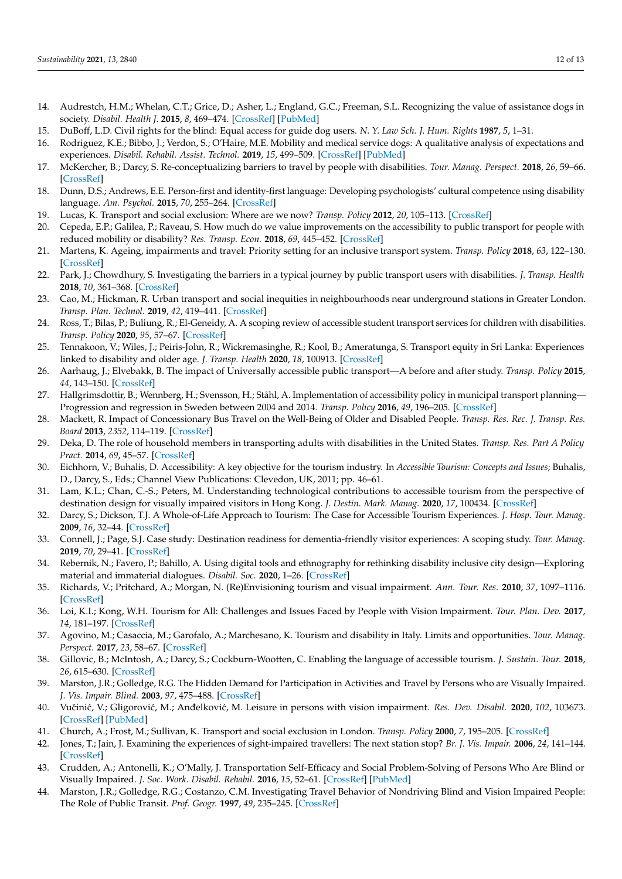14. Audrestch, H.M.; Whelan, C.T.; Grice, D.; Asher, L.; England, G.C.; Freeman, S.L. Recognizing the value of assistance dogs in society. *Disabil. Health J.* **2015**, *8*, 469–474. [CrossRef] [PubMed]
15. DuBoff, L.D. Civil rights for the blind: Equal access for guide dog users. *N. Y. Law Sch. J. Hum. Rights* **1987**, *5*, 1–31.
16. Rodriguez, K.E.; Bibbo, J.; Verdon, S.; O'Haire, M.E. Mobility and medical service dogs: A qualitative analysis of expectations and experiences. *Disabil. Rehabil. Assist. Technol.* **2019**, *15*, 499–509. [CrossRef] [PubMed]
17. McKercher, B.; Darcy, S. Re-conceptualizing barriers to travel by people with disabilities. *Tour. Manag. Perspect.* **2018**, *26*, 59–66. [CrossRef]
18. Dunn, D.S.; Andrews, E.E. Person-first and identity-first language: Developing psychologists' cultural competence using disability language. *Am. Psychol.* **2015**, *70*, 255–264. [CrossRef]
19. Lucas, K. Transport and social exclusion: Where are we now? *Transp. Policy* **2012**, *20*, 105–113. [CrossRef]
20. Cepeda, E.P.; Galilea, P.; Raveau, S. How much do we value improvements on the accessibility to public transport for people with reduced mobility or disability? *Res. Transp. Econ.* **2018**, *69*, 445–452. [CrossRef]
21. Martens, K. Ageing, impairments and travel: Priority setting for an inclusive transport system. *Transp. Policy* **2018**, *63*, 122–130. [CrossRef]
22. Park, J.; Chowdhury, S. Investigating the barriers in a typical journey by public transport users with disabilities. *J. Transp. Health* **2018**, *10*, 361–368. [CrossRef]
23. Cao, M.; Hickman, R. Urban transport and social inequities in neighbourhoods near underground stations in Greater London. *Transp. Plan. Technol.* **2019**, *42*, 419–441. [CrossRef]
24. Ross, T.; Bilas, P.; Buliung, R.; El-Geneidy, A. A scoping review of accessible student transport services for children with disabilities. *Transp. Policy* **2020**, *95*, 57–67. [CrossRef]
25. Tennakoon, V.; Wiles, J.; Peiris-John, R.; Wickremasinghe, R.; Kool, B.; Ameratunga, S. Transport equity in Sri Lanka: Experiences linked to disability and older age. *J. Transp. Health* **2020**, *18*, 100913. [CrossRef]
26. Aarhaug, J.; Elvebakk, B. The impact of Universally accessible public transport—A before and after study. *Transp. Policy* **2015**, *44*, 143–150. [CrossRef]
27. Hallgrimsdottir, B.; Wennberg, H.; Svensson, H.; Ståhl, A. Implementation of accessibility policy in municipal transport planning—Progression and regression in Sweden between 2004 and 2014. *Transp. Policy* **2016**, *49*, 196–205. [CrossRef]
28. Mackett, R. Impact of Concessionary Bus Travel on the Well-Being of Older and Disabled People. *Transp. Res. Rec. J. Transp. Res. Board* **2013**, *2352*, 114–119. [CrossRef]
29. Deka, D. The role of household members in transporting adults with disabilities in the United States. *Transp. Res. Part A Policy Pract.* **2014**, *69*, 45–57. [CrossRef]
30. Eichhorn, V.; Buhalis, D. Accessibility: A key objective for the tourism industry. In *Accessible Tourism: Concepts and Issues*; Buhalis, D., Darcy, S., Eds.; Channel View Publications: Clevedon, UK, 2011; pp. 46–61.
31. Lam, K.L.; Chan, C.-S.; Peters, M. Understanding technological contributions to accessible tourism from the perspective of destination design for visually impaired visitors in Hong Kong. *J. Destin. Mark. Manag.* **2020**, *17*, 100434. [CrossRef]
32. Darcy, S.; Dickson, T.J. A Whole-of-Life Approach to Tourism: The Case for Accessible Tourism Experiences. *J. Hosp. Tour. Manag.* **2009**, *16*, 32–44. [CrossRef]
33. Connell, J.; Page, S.J. Case study: Destination readiness for dementia-friendly visitor experiences: A scoping study. *Tour. Manag.* **2019**, *70*, 29–41. [CrossRef]
34. Rebernik, N.; Favero, P.; Bahillo, A. Using digital tools and ethnography for rethinking disability inclusive city design—Exploring material and immaterial dialogues. *Disabil. Soc.* **2020**, 1–26. [CrossRef]
35. Richards, V.; Pritchard, A.; Morgan, N. (Re)Envisioning tourism and visual impairment. *Ann. Tour. Res.* **2010**, *37*, 1097–1116. [CrossRef]
36. Loi, K.I.; Kong, W.H. Tourism for All: Challenges and Issues Faced by People with Vision Impairment. *Tour. Plan. Dev.* **2017**, *14*, 181–197. [CrossRef]
37. Agovino, M.; Casaccia, M.; Garofalo, A.; Marchesano, K. Tourism and disability in Italy. Limits and opportunities. *Tour. Manag. Perspect.* **2017**, *23*, 58–67. [CrossRef]
38. Gillovic, B.; McIntosh, A.; Darcy, S.; Cockburn-Wootten, C. Enabling the language of accessible tourism. *J. Sustain. Tour.* **2018**, *26*, 615–630. [CrossRef]
39. Marston, J.R.; Golledge, R.G. The Hidden Demand for Participation in Activities and Travel by Persons who are Visually Impaired. *J. Vis. Impair. Blind.* **2003**, *97*, 475–488. [CrossRef]
40. Vučinić, V.; Gligorović, M.; Anđelković, M. Leisure in persons with vision impairment. *Res. Dev. Disabil.* **2020**, *102*, 103673. [CrossRef] [PubMed]
41. Church, A.; Frost, M.; Sullivan, K. Transport and social exclusion in London. *Transp. Policy* **2000**, *7*, 195–205. [CrossRef]
42. Jones, T.; Jain, J. Examining the experiences of sight-impaired travellers: The next station stop? *Br. J. Vis. Impair.* **2006**, *24*, 141–144. [CrossRef]
43. Crudden, A.; Antonelli, K.; O'Mally, J. Transportation Self-Efficacy and Social Problem-Solving of Persons Who Are Blind or Visually Impaired. *J. Soc. Work. Disabil. Rehabil.* **2016**, *15*, 52–61. [CrossRef] [PubMed]
44. Marston, J.R.; Golledge, R.G.; Costanzo, C.M. Investigating Travel Behavior of Nondriving Blind and Vision Impaired People: The Role of Public Transit. *Prof. Geogr.* **1997**, *49*, 235–245. [CrossRef]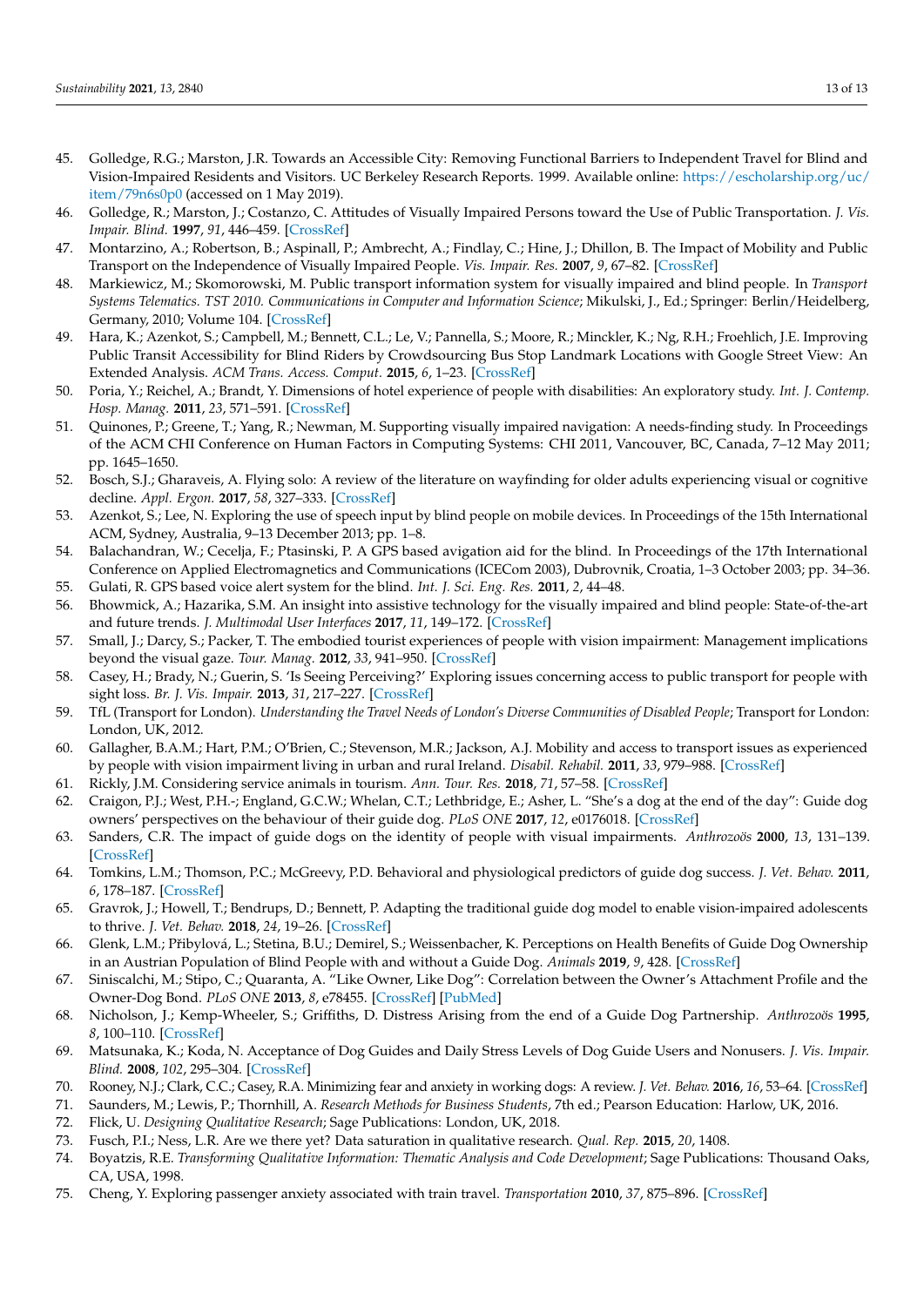45. Golledge, R.G.; Marston, J.R. Towards an Accessible City: Removing Functional Barriers to Independent Travel for Blind and Vision-Impaired Residents and Visitors. UC Berkeley Research Reports. 1999. Available online: https://escholarship.org/uc/item/79n6s0p0 (accessed on 1 May 2019).
46. Golledge, R.; Marston, J.; Costanzo, C. Attitudes of Visually Impaired Persons toward the Use of Public Transportation. *J. Vis. Impair. Blind.* **1997**, *91*, 446–459. [CrossRef]
47. Montarzino, A.; Robertson, B.; Aspinall, P.; Ambrecht, A.; Findlay, C.; Hine, J.; Dhillon, B. The Impact of Mobility and Public Transport on the Independence of Visually Impaired People. *Vis. Impair. Res.* **2007**, *9*, 67–82. [CrossRef]
48. Markiewicz, M.; Skomorowski, M. Public transport information system for visually impaired and blind people. In *Transport Systems Telematics. TST 2010. Communications in Computer and Information Science*; Mikulski, J., Ed.; Springer: Berlin/Heidelberg, Germany, 2010; Volume 104. [CrossRef]
49. Hara, K.; Azenkot, S.; Campbell, M.; Bennett, C.L.; Le, V.; Pannella, S.; Moore, R.; Minckler, K.; Ng, R.H.; Froehlich, J.E. Improving Public Transit Accessibility for Blind Riders by Crowdsourcing Bus Stop Landmark Locations with Google Street View: An Extended Analysis. *ACM Trans. Access. Comput.* **2015**, *6*, 1–23. [CrossRef]
50. Poria, Y.; Reichel, A.; Brandt, Y. Dimensions of hotel experience of people with disabilities: An exploratory study. *Int. J. Contemp. Hosp. Manag.* **2011**, *23*, 571–591. [CrossRef]
51. Quinones, P.; Greene, T.; Yang, R.; Newman, M. Supporting visually impaired navigation: A needs-finding study. In Proceedings of the ACM CHI Conference on Human Factors in Computing Systems: CHI 2011, Vancouver, BC, Canada, 7–12 May 2011; pp. 1645–1650.
52. Bosch, S.J.; Gharaveis, A. Flying solo: A review of the literature on wayfinding for older adults experiencing visual or cognitive decline. *Appl. Ergon.* **2017**, *58*, 327–333. [CrossRef]
53. Azenkot, S.; Lee, N. Exploring the use of speech input by blind people on mobile devices. In Proceedings of the 15th International ACM, Sydney, Australia, 9–13 December 2013; pp. 1–8.
54. Balachandran, W.; Cecelja, F.; Ptasinski, P. A GPS based avigation aid for the blind. In Proceedings of the 17th International Conference on Applied Electromagnetics and Communications (ICECom 2003), Dubrovnik, Croatia, 1–3 October 2003; pp. 34–36.
55. Gulati, R. GPS based voice alert system for the blind. *Int. J. Sci. Eng. Res.* **2011**, *2*, 44–48.
56. Bhowmick, A.; Hazarika, S.M. An insight into assistive technology for the visually impaired and blind people: State-of-the-art and future trends. *J. Multimodal User Interfaces* **2017**, *11*, 149–172. [CrossRef]
57. Small, J.; Darcy, S.; Packer, T. The embodied tourist experiences of people with vision impairment: Management implications beyond the visual gaze. *Tour. Manag.* **2012**, *33*, 941–950. [CrossRef]
58. Casey, H.; Brady, N.; Guerin, S. 'Is Seeing Perceiving?' Exploring issues concerning access to public transport for people with sight loss. *Br. J. Vis. Impair.* **2013**, *31*, 217–227. [CrossRef]
59. TfL (Transport for London). *Understanding the Travel Needs of London's Diverse Communities of Disabled People*; Transport for London: London, UK, 2012.
60. Gallagher, B.A.M.; Hart, P.M.; O'Brien, C.; Stevenson, M.R.; Jackson, A.J. Mobility and access to transport issues as experienced by people with vision impairment living in urban and rural Ireland. *Disabil. Rehabil.* **2011**, *33*, 979–988. [CrossRef]
61. Rickly, J.M. Considering service animals in tourism. *Ann. Tour. Res.* **2018**, *71*, 57–58. [CrossRef]
62. Craigon, P.J.; West, P.H.-; England, G.C.W.; Whelan, C.T.; Lethbridge, E.; Asher, L. "She's a dog at the end of the day": Guide dog owners' perspectives on the behaviour of their guide dog. *PLoS ONE* **2017**, *12*, e0176018. [CrossRef]
63. Sanders, C.R. The impact of guide dogs on the identity of people with visual impairments. *Anthrozoös* **2000**, *13*, 131–139. [CrossRef]
64. Tomkins, L.M.; Thomson, P.C.; McGreevy, P.D. Behavioral and physiological predictors of guide dog success. *J. Vet. Behav.* **2011**, *6*, 178–187. [CrossRef]
65. Gravrok, J.; Howell, T.; Bendrups, D.; Bennett, P. Adapting the traditional guide dog model to enable vision-impaired adolescents to thrive. *J. Vet. Behav.* **2018**, *24*, 19–26. [CrossRef]
66. Glenk, L.M.; Přibylová, L.; Stetina, B.U.; Demirel, S.; Weissenbacher, K. Perceptions on Health Benefits of Guide Dog Ownership in an Austrian Population of Blind People with and without a Guide Dog. *Animals* **2019**, *9*, 428. [CrossRef]
67. Siniscalchi, M.; Stipo, C.; Quaranta, A. "Like Owner, Like Dog": Correlation between the Owner's Attachment Profile and the Owner-Dog Bond. *PLoS ONE* **2013**, *8*, e78455. [CrossRef] [PubMed]
68. Nicholson, J.; Kemp-Wheeler, S.; Griffiths, D. Distress Arising from the end of a Guide Dog Partnership. *Anthrozoös* **1995**, *8*, 100–110. [CrossRef]
69. Matsunaka, K.; Koda, N. Acceptance of Dog Guides and Daily Stress Levels of Dog Guide Users and Nonusers. *J. Vis. Impair. Blind.* **2008**, *102*, 295–304. [CrossRef]
70. Rooney, N.J.; Clark, C.C.; Casey, R.A. Minimizing fear and anxiety in working dogs: A review. *J. Vet. Behav.* **2016**, *16*, 53–64. [CrossRef]
71. Saunders, M.; Lewis, P.; Thornhill, A. *Research Methods for Business Students*, 7th ed.; Pearson Education: Harlow, UK, 2016.
72. Flick, U. *Designing Qualitative Research*; Sage Publications: London, UK, 2018.
73. Fusch, P.I.; Ness, L.R. Are we there yet? Data saturation in qualitative research. *Qual. Rep.* **2015**, *20*, 1408.
74. Boyatzis, R.E. *Transforming Qualitative Information: Thematic Analysis and Code Development*; Sage Publications: Thousand Oaks, CA, USA, 1998.
75. Cheng, Y. Exploring passenger anxiety associated with train travel. *Transportation* **2010**, *37*, 875–896. [CrossRef]